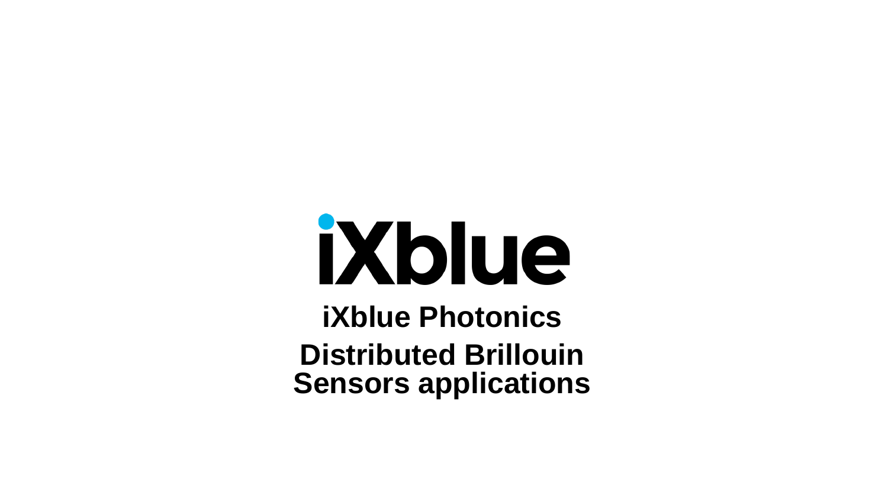iXblue

# iXblue Photonics

# Distributed Brillouin Sensors applications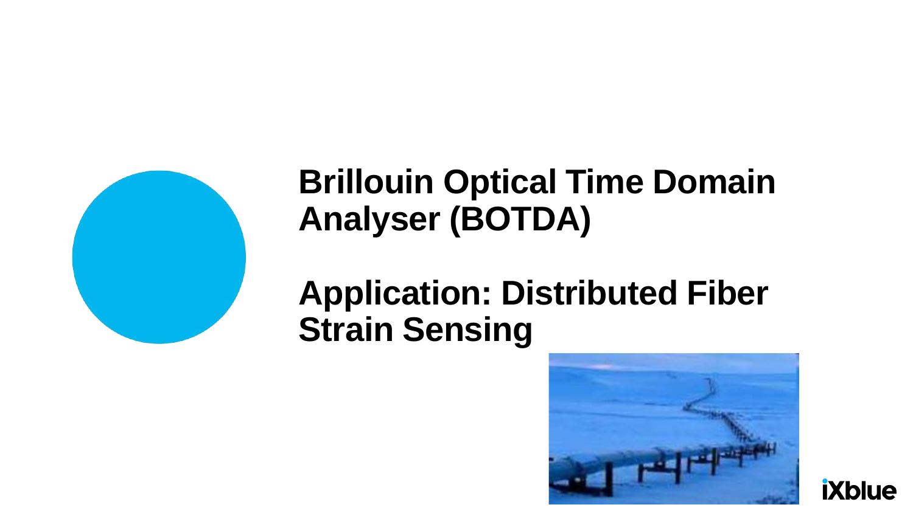# Brillouin Optical Time Domain Analyser (BOTDA)

# Application: Distributed Fiber Strain Sensing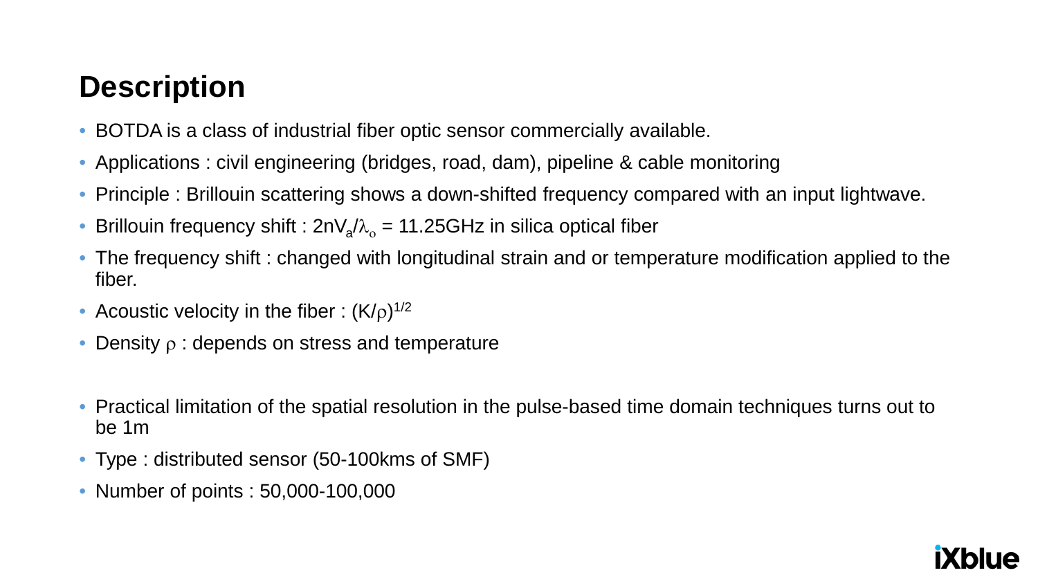# Description

- BOTDA is a class of industrial fiber optic sensor commercially available.
- Applications : civil engineering (bridges, road, dam), pipeline & cable monitoring
- Principle : Brillouin scattering shows a down-shifted frequency compared with an input lightwave.
- Brillouin frequency shift : $2nV_a/\lambda_o$ = 11.25GHz in silica optical fiber
- The frequency shift : changed with longitudinal strain and or temperature modification applied to the fiber.
- Acoustic velocity in the fiber : $(K/\rho)^{1/2}$
- Density $\rho$ : depends on stress and temperature

- Practical limitation of the spatial resolution in the pulse-based time domain techniques turns out to be 1m
- Type : distributed sensor (50-100kms of SMF)
- Number of points : 50,000-100,000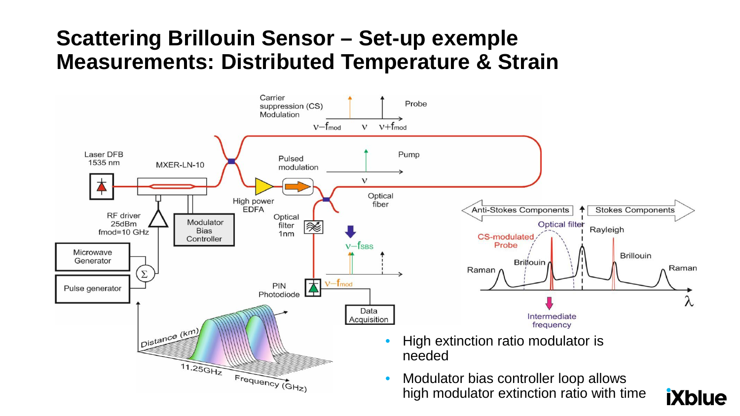# Scattering Brillouin Sensor – Set-up exemple
# Measurements: Distributed Temperature & Strain

Carrier suppression (CS) Modulation

Probe

$\nu - f_{mod}$ $\nu$ $\nu + f_{mod}$

Laser DFB 1535 nm

MXER-LN-10

Pulsed modulation

Pump

$\nu$

High power EDFA

Optical fiber

RF driver 25dBm fmod=10 GHz

Modulator Bias Controller

Optical filter 1nm

$\nu - f_{SBS}$

Microwave Generator

Pulse generator

PIN Photodiode

$\nu - f_{mod}$

Data Acquisition

Distance (km)

11.25GHz

Frequency (GHz)

Anti-Stokes Components

Stokes Components

Optical filter

CS-modulated Probe

Rayleigh

Brillouin

Brillouin

Raman

Raman

$\lambda$

Intermediate frequency

- High extinction ratio modulator is needed
- Modulator bias controller loop allows high modulator extinction ratio with time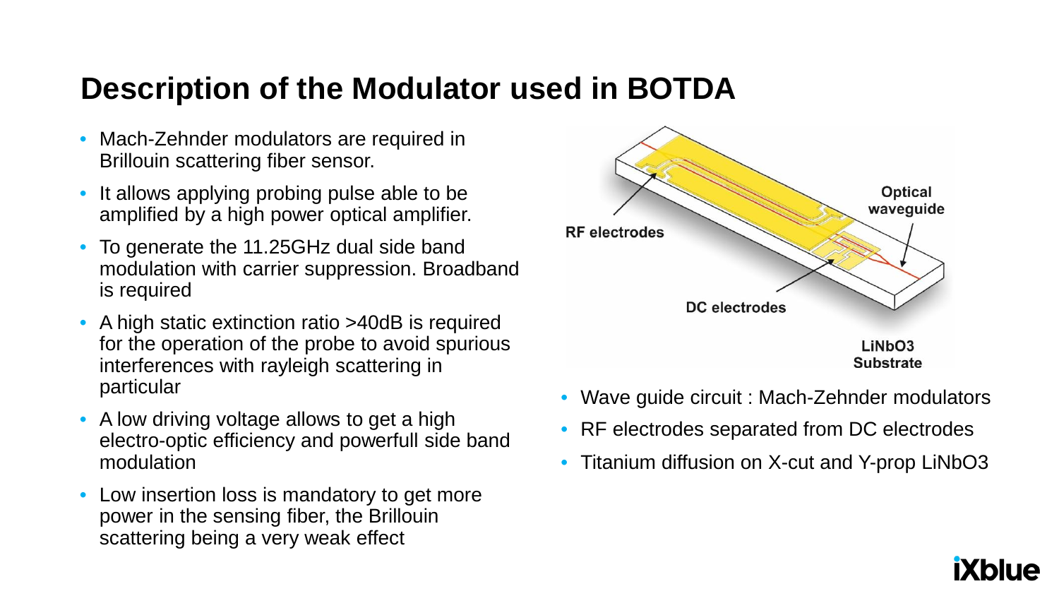# Description of the Modulator used in BOTDA

- Mach-Zehnder modulators are required in Brillouin scattering fiber sensor.
- It allows applying probing pulse able to be amplified by a high power optical amplifier.
- To generate the 11.25GHz dual side band modulation with carrier suppression. Broadband is required
- A high static extinction ratio >40dB is required for the operation of the probe to avoid spurious interferences with rayleigh scattering in particular
- A low driving voltage allows to get a high electro-optic efficiency and powerfull side band modulation
- Low insertion loss is mandatory to get more power in the sensing fiber, the Brillouin scattering being a very weak effect

RF electrodes

Optical waveguide

DC electrodes

$LiNbO_3$ Substrate

- Wave guide circuit : Mach-Zehnder modulators
- RF electrodes separated from DC electrodes
- Titanium diffusion on X-cut and Y-prop $LiNbO_3$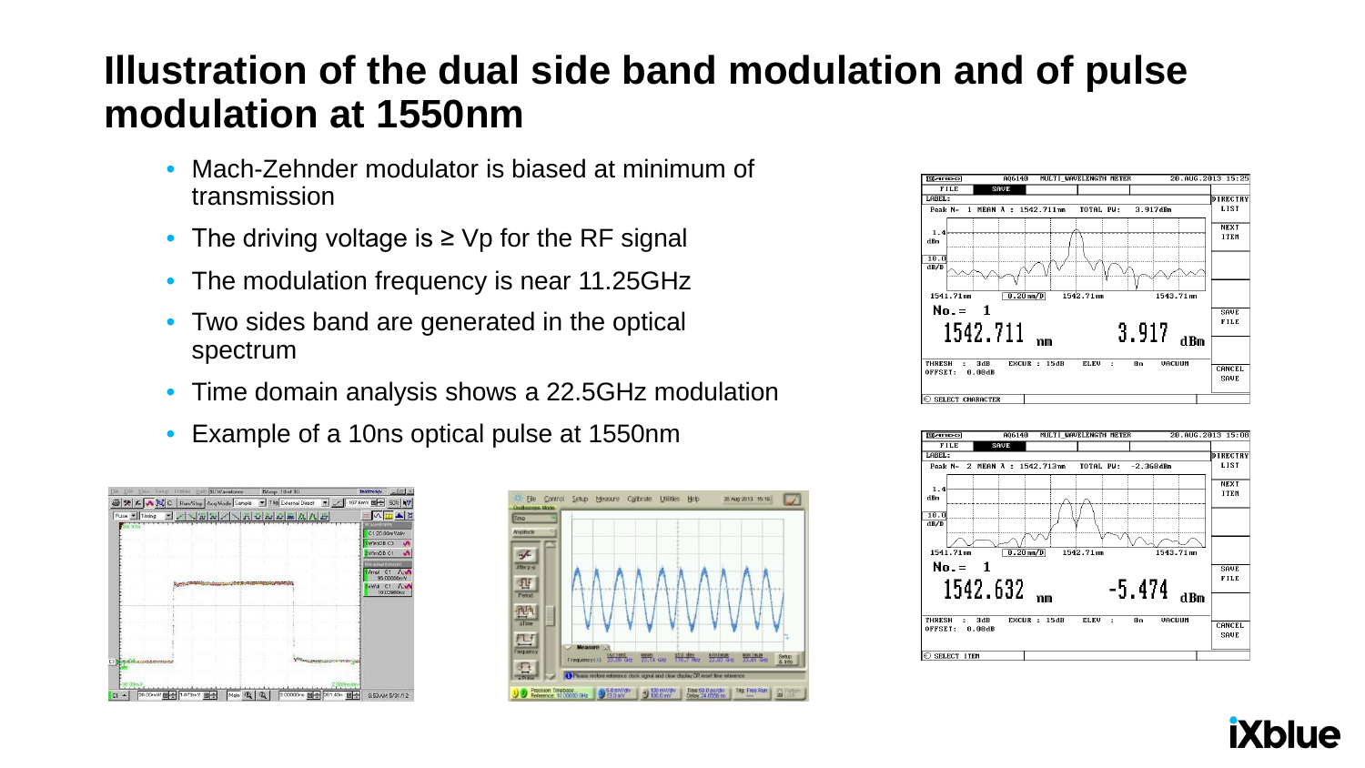# Illustration of the dual side band modulation and of pulse modulation at 1550nm

- Mach-Zehnder modulator is biased at minimum of transmission
- The driving voltage is ≥ Vp for the RF signal
- The modulation frequency is near 11.25GHz
- Two sides band are generated in the optical spectrum
- Time domain analysis shows a 22.5GHz modulation
- Example of a 10ns optical pulse at 1550nm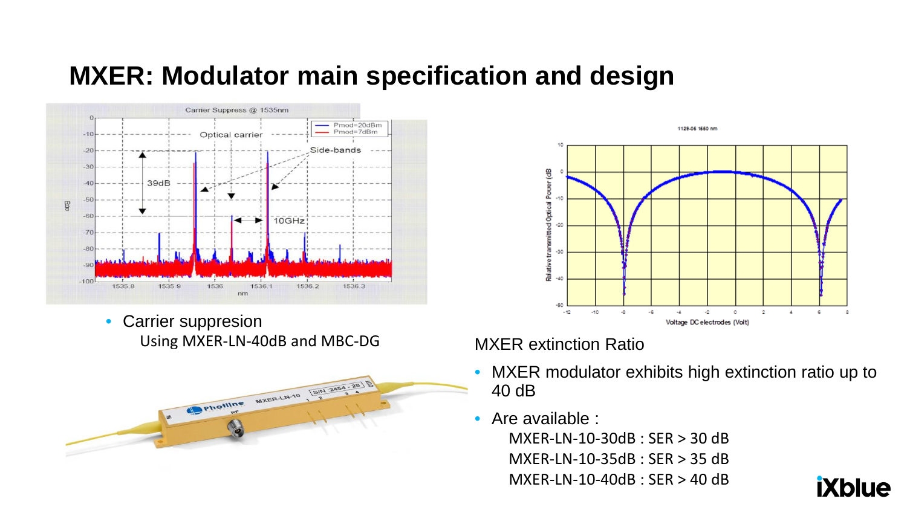# MXER: Modulator main specification and design

- Carrier suppresion
  Using MXER-LN-40dB and MBC-DG

MXER extinction Ratio

- MXER modulator exhibits high extinction ratio up to 40 dB
- Are available :
  MXER-LN-10-30dB : SER > 30 dB
  MXER-LN-10-35dB : SER > 35 dB
  MXER-LN-10-40dB : SER > 40 dB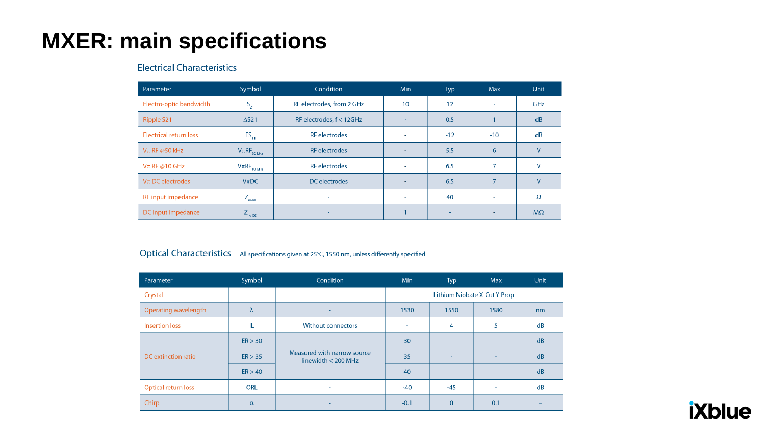# MXER: main specifications

## Electrical Characteristics

| Parameter | Symbol | Condition | Min | Typ | Max | Unit |
|---|---|---|---|---|---|---|
| Electro-optic bandwidth | $S_{21}$ | RF electrodes, from 2 GHz | 10 | 12 | - | GHz |
| Ripple S21 | ΔS21 | RF electrodes, f < 12GHz | - | 0.5 | 1 | dB |
| Electrical return loss | $ES_{11}$ | RF electrodes | - | -12 | -10 | dB |
| Vπ RF @50 kHz | $V\pi RF_{50\,kHz}$ | RF electrodes | - | 5.5 | 6 | V |
| Vπ RF @10 GHz | $V\pi RF_{10\,GHz}$ | RF electrodes | - | 6.5 | 7 | V |
| Vπ DC electrodes | VπDC | DC electrodes | - | 6.5 | 7 | V |
| RF input impedance | $Z_{in\text{-}RF}$ | - | - | 40 | - | Ω |
| DC input impedance | $Z_{in\text{-}DC}$ | - | 1 | - | - | MΩ |

## Optical Characteristics

All specifications given at 25°C, 1550 nm, unless differently specified

| Parameter | Symbol | Condition | Min | Typ | Max | Unit |
|---|---|---|---|---|---|---|
| Crystal | - | - | Lithium Niobate X-Cut Y-Prop | | | |
| Operating wavelength | λ | - | 1530 | 1550 | 1580 | nm |
| Insertion loss | IL | Without connectors | - | 4 | 5 | dB |
| DC extinction ratio | ER > 30 | Measured with narrow source linewidth < 200 MHz | 30 | - | - | dB |
| | ER > 35 | | 35 | - | - | dB |
| | ER > 40 | | 40 | - | - | dB |
| Optical return loss | ORL | - | -40 | -45 | - | dB |
| Chirp | α | - | -0.1 | 0 | 0.1 | – |

iXblue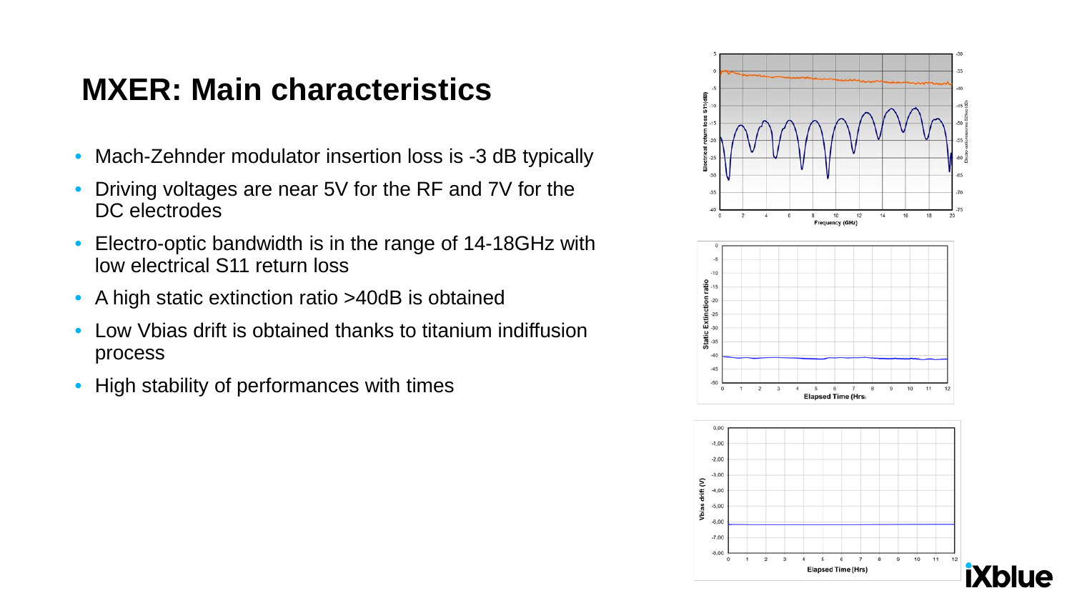# MXER: Main characteristics

- Mach-Zehnder modulator insertion loss is -3 dB typically
- Driving voltages are near 5V for the RF and 7V for the DC electrodes
- Electro-optic bandwidth is in the range of 14-18GHz with low electrical S11 return loss
- A high static extinction ratio >40dB is obtained
- Low Vbias drift is obtained thanks to titanium indiffusion process
- High stability of performances with times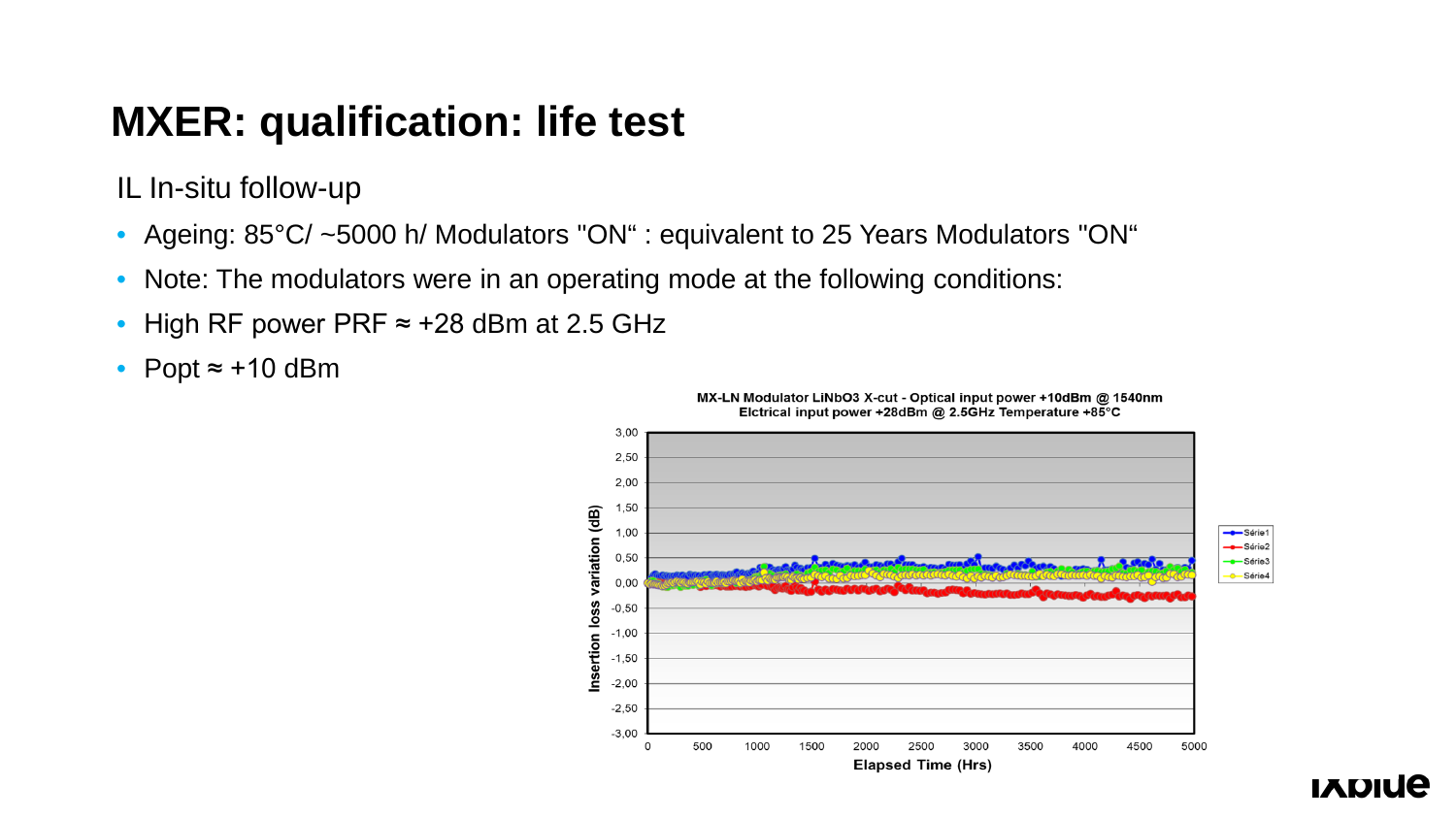# MXER: qualification: life test

IL In-situ follow-up

- Ageing: 85°C/ ~5000 h/ Modulators "ON" : equivalent to 25 Years Modulators "ON"
- Note: The modulators were in an operating mode at the following conditions:
- High RF power PRF ≈ +28 dBm at 2.5 GHz
- Popt ≈ +10 dBm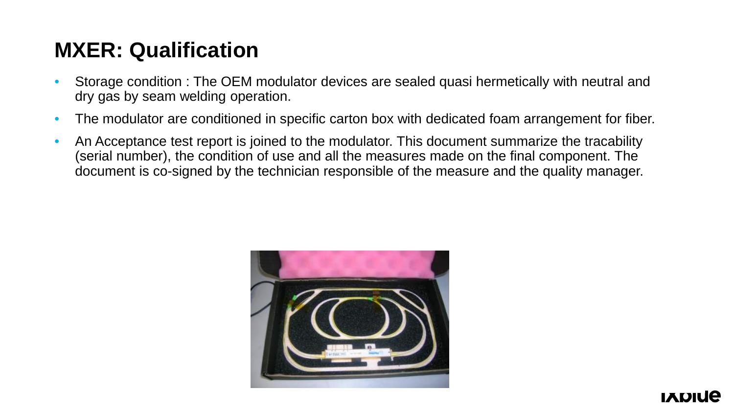# MXER: Qualification

- Storage condition : The OEM modulator devices are sealed quasi hermetically with neutral and dry gas by seam welding operation.
- The modulator are conditioned in specific carton box with dedicated foam arrangement for fiber.
- An Acceptance test report is joined to the modulator. This document summarize the tracability (serial number), the condition of use and all the measures made on the final component. The document is co-signed by the technician responsible of the measure and the quality manager.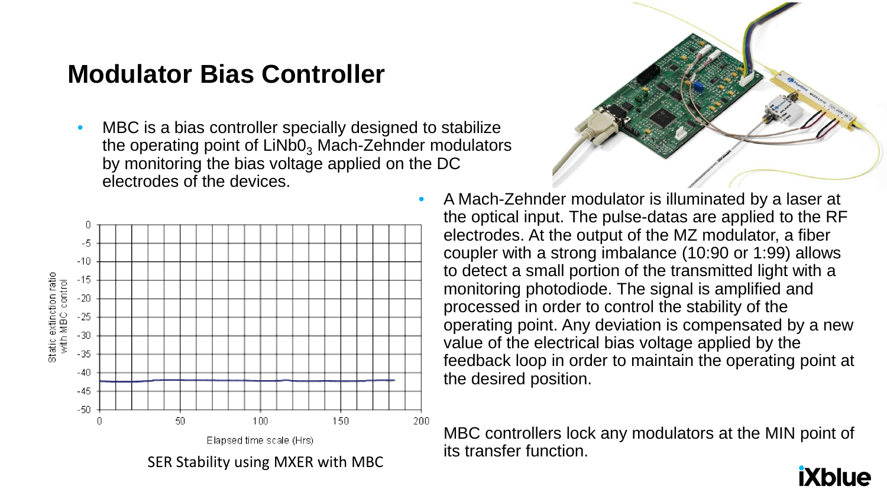# Modulator Bias Controller

- MBC is a bias controller specially designed to stabilize the operating point of $LiNbO_3$ Mach-Zehnder modulators by monitoring the bias voltage applied on the DC electrodes of the devices.

- A Mach-Zehnder modulator is illuminated by a laser at the optical input. The pulse-datas are applied to the RF electrodes. At the output of the MZ modulator, a fiber coupler with a strong imbalance (10:90 or 1:99) allows to detect a small portion of the transmitted light with a monitoring photodiode. The signal is amplified and processed in order to control the stability of the operating point. Any deviation is compensated by a new value of the electrical bias voltage applied by the feedback loop in order to maintain the operating point at the desired position.

MBC controllers lock any modulators at the MIN point of its transfer function.

SER Stability using MXER with MBC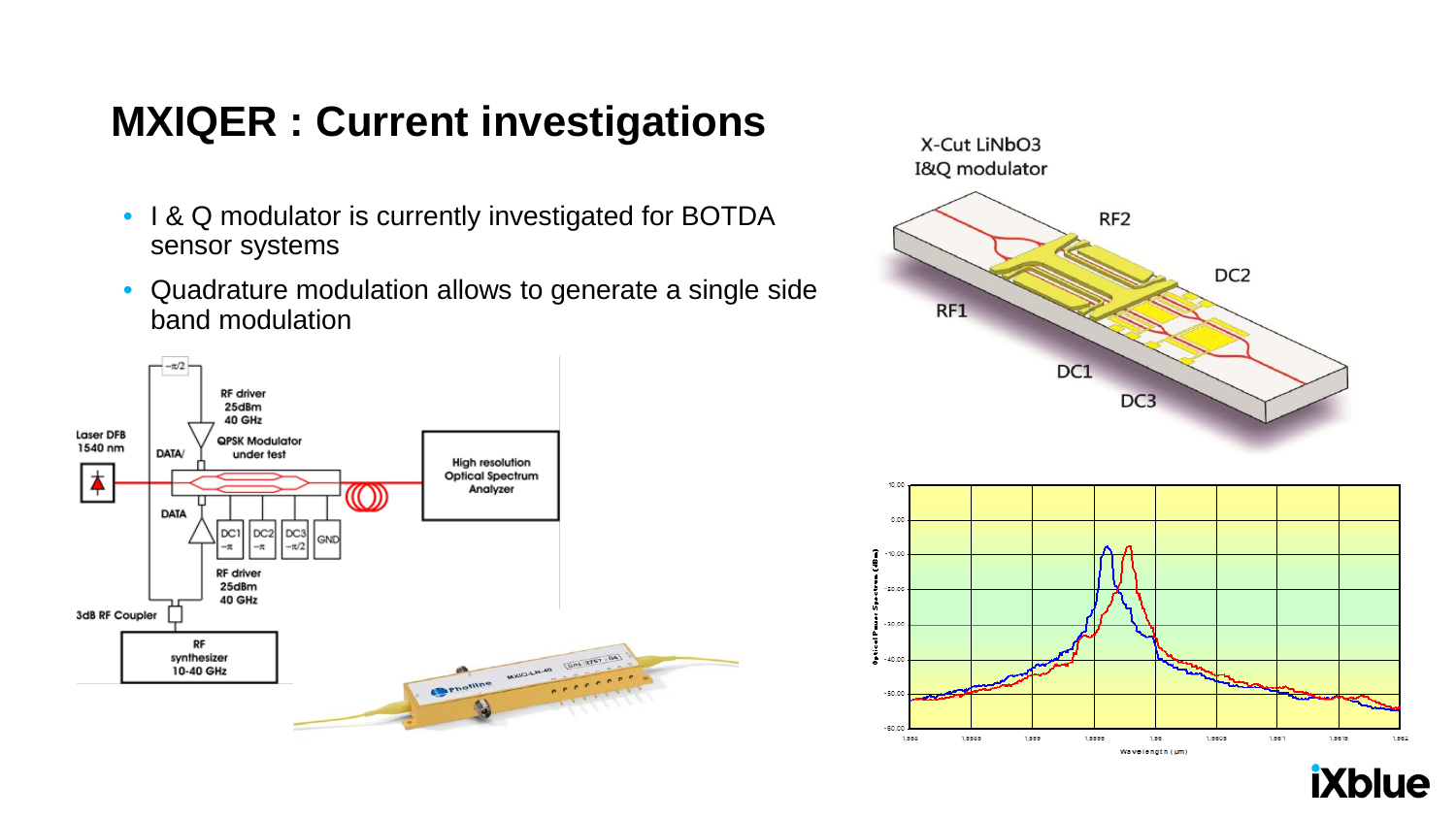# MXIQER : Current investigations

- I & Q modulator is currently investigated for BOTDA sensor systems
- Quadrature modulation allows to generate a single side band modulation

X-Cut LiNbO3 I&Q modulator

RF2

DC2

RF1

DC1

DC3

Laser DFB 1540 nm

DATA/

DATA

RF driver 25dBm 40 GHz

QPSK Modulator under test

DC1 $-\pi$

DC2 $-\pi$

DC3 $-\pi/2$

GND

$-\pi/2$

RF driver 25dBm 40 GHz

3dB RF Coupler

RF synthesizer 10-40 GHz

High resolution Optical Spectrum Analyzer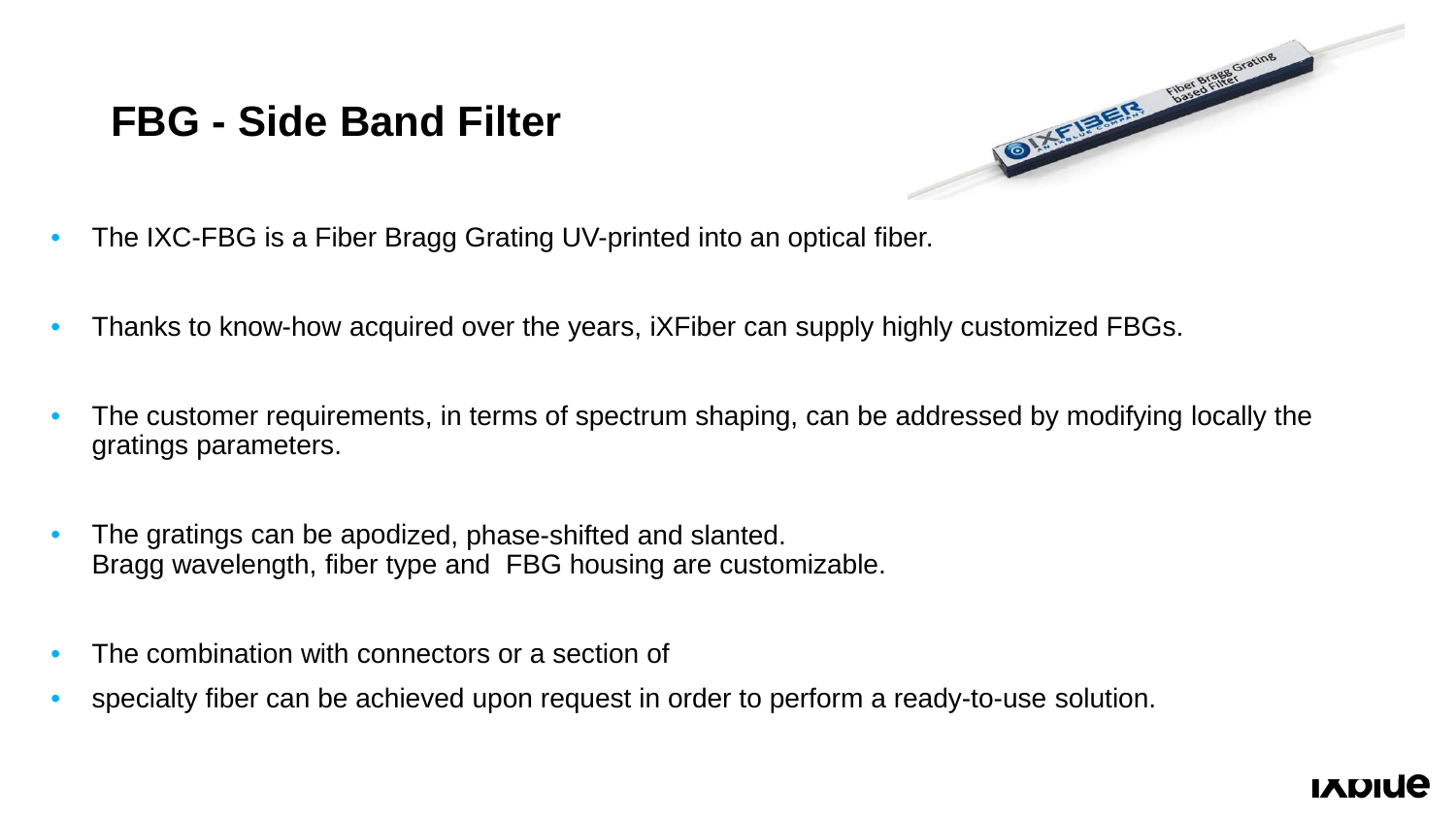# FBG - Side Band Filter

- The IXC-FBG is a Fiber Bragg Grating UV-printed into an optical fiber.
- Thanks to know-how acquired over the years, iXFiber can supply highly customized FBGs.
- The customer requirements, in terms of spectrum shaping, can be addressed by modifying locally the gratings parameters.
- The gratings can be apodized, phase-shifted and slanted.
  Bragg wavelength, fiber type and FBG housing are customizable.
- The combination with connectors or a section of
- specialty fiber can be achieved upon request in order to perform a ready-to-use solution.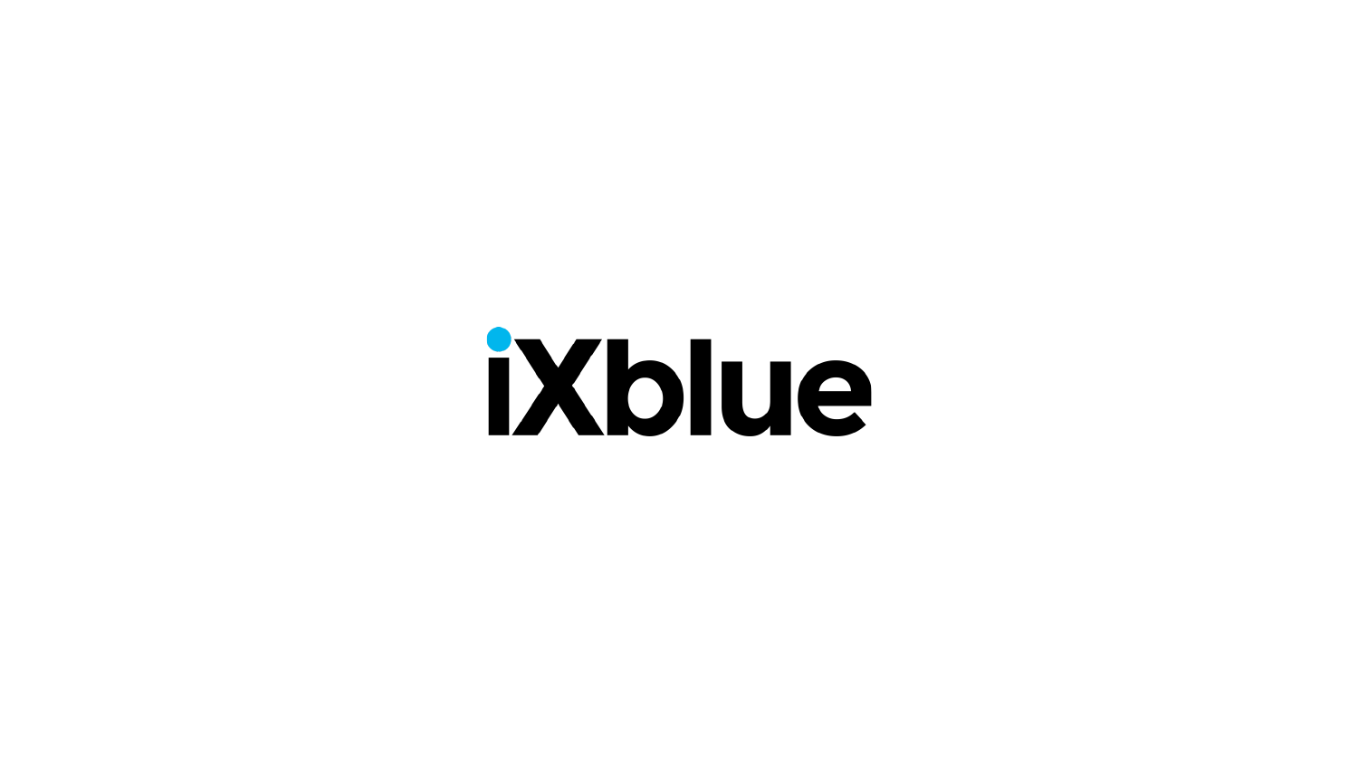iXblue